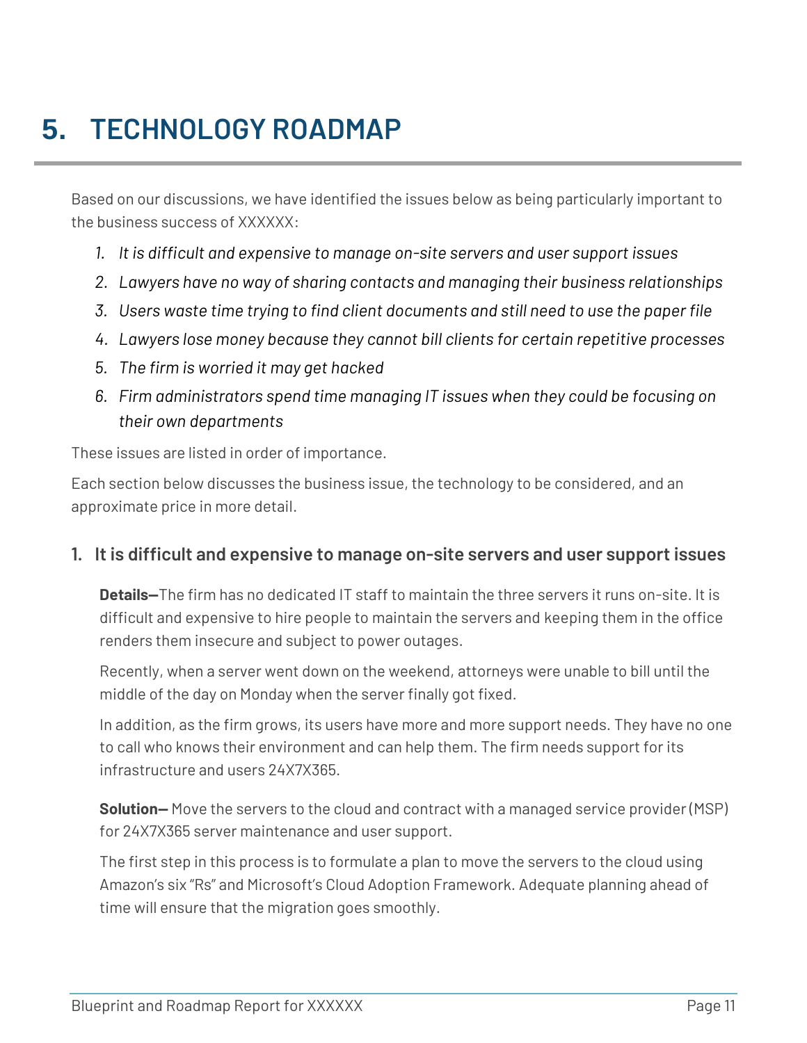# 5. TECHNOLOGY ROADMAP

Based on our discussions, we have identified the issues below as being particularly important to the business success of XXXXXX:

1. *It is difficult and expensive to manage on-site servers and user support issues*
2. *Lawyers have no way of sharing contacts and managing their business relationships*
3. *Users waste time trying to find client documents and still need to use the paper file*
4. *Lawyers lose money because they cannot bill clients for certain repetitive processes*
5. *The firm is worried it may get hacked*
6. *Firm administrators spend time managing IT issues when they could be focusing on their own departments*

These issues are listed in order of importance.

Each section below discusses the business issue, the technology to be considered, and an approximate price in more detail.

## 1. It is difficult and expensive to manage on-site servers and user support issues

**Details—**The firm has no dedicated IT staff to maintain the three servers it runs on-site. It is difficult and expensive to hire people to maintain the servers and keeping them in the office renders them insecure and subject to power outages.

Recently, when a server went down on the weekend, attorneys were unable to bill until the middle of the day on Monday when the server finally got fixed.

In addition, as the firm grows, its users have more and more support needs. They have no one to call who knows their environment and can help them. The firm needs support for its infrastructure and users 24X7X365.

**Solution—** Move the servers to the cloud and contract with a managed service provider (MSP) for 24X7X365 server maintenance and user support.

The first step in this process is to formulate a plan to move the servers to the cloud using Amazon's six "Rs" and Microsoft's Cloud Adoption Framework. Adequate planning ahead of time will ensure that the migration goes smoothly.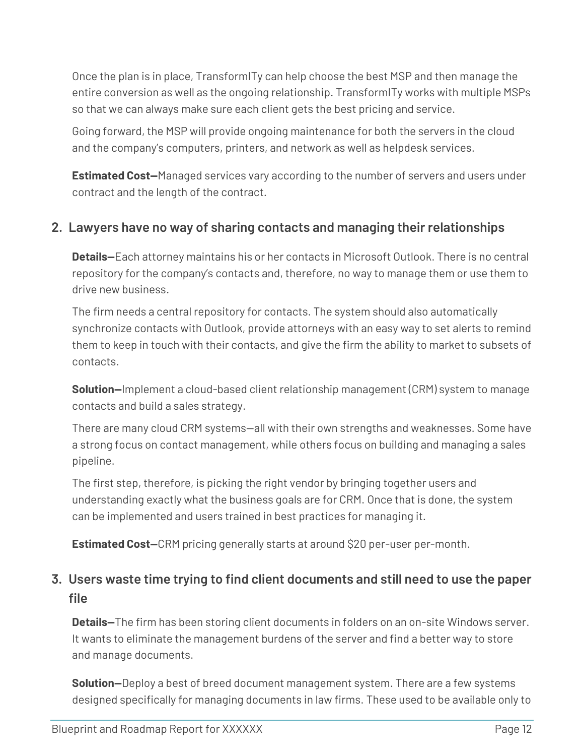Once the plan is in place, TransformITy can help choose the best MSP and then manage the entire conversion as well as the ongoing relationship. TransformITy works with multiple MSPs so that we can always make sure each client gets the best pricing and service.

Going forward, the MSP will provide ongoing maintenance for both the servers in the cloud and the company's computers, printers, and network as well as helpdesk services.

**Estimated Cost—**Managed services vary according to the number of servers and users under contract and the length of the contract.

### 2. Lawyers have no way of sharing contacts and managing their relationships

**Details—**Each attorney maintains his or her contacts in Microsoft Outlook. There is no central repository for the company's contacts and, therefore, no way to manage them or use them to drive new business.

The firm needs a central repository for contacts. The system should also automatically synchronize contacts with Outlook, provide attorneys with an easy way to set alerts to remind them to keep in touch with their contacts, and give the firm the ability to market to subsets of contacts.

**Solution—**Implement a cloud-based client relationship management (CRM) system to manage contacts and build a sales strategy.

There are many cloud CRM systems—all with their own strengths and weaknesses. Some have a strong focus on contact management, while others focus on building and managing a sales pipeline.

The first step, therefore, is picking the right vendor by bringing together users and understanding exactly what the business goals are for CRM. Once that is done, the system can be implemented and users trained in best practices for managing it.

**Estimated Cost—**CRM pricing generally starts at around $20 per-user per-month.

### 3. Users waste time trying to find client documents and still need to use the paper file

**Details—**The firm has been storing client documents in folders on an on-site Windows server. It wants to eliminate the management burdens of the server and find a better way to store and manage documents.

**Solution—**Deploy a best of breed document management system. There are a few systems designed specifically for managing documents in law firms. These used to be available only to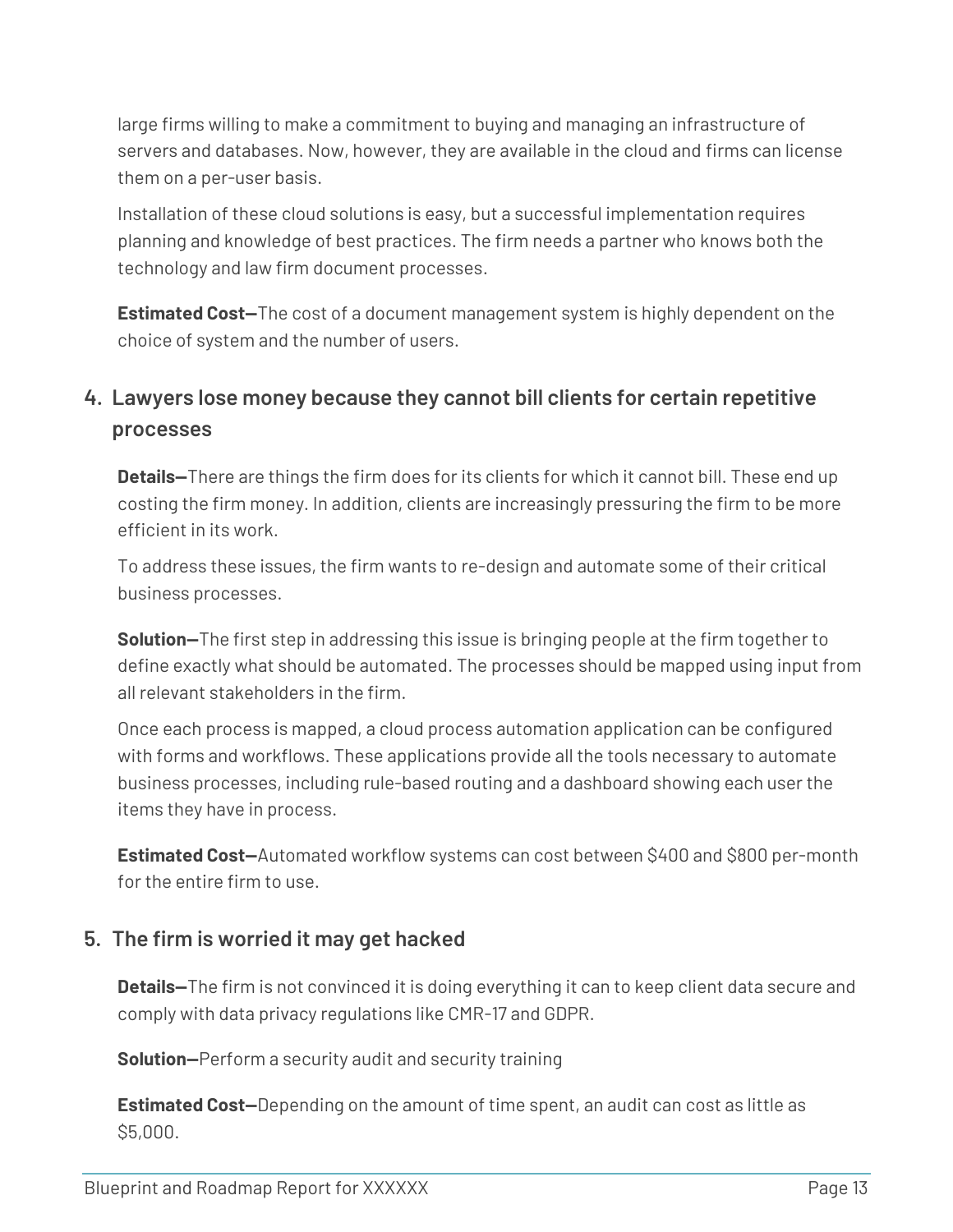large firms willing to make a commitment to buying and managing an infrastructure of servers and databases. Now, however, they are available in the cloud and firms can license them on a per-user basis.

Installation of these cloud solutions is easy, but a successful implementation requires planning and knowledge of best practices. The firm needs a partner who knows both the technology and law firm document processes.

**Estimated Cost—**The cost of a document management system is highly dependent on the choice of system and the number of users.

### 4. Lawyers lose money because they cannot bill clients for certain repetitive processes

**Details—**There are things the firm does for its clients for which it cannot bill. These end up costing the firm money. In addition, clients are increasingly pressuring the firm to be more efficient in its work.

To address these issues, the firm wants to re-design and automate some of their critical business processes.

**Solution—**The first step in addressing this issue is bringing people at the firm together to define exactly what should be automated. The processes should be mapped using input from all relevant stakeholders in the firm.

Once each process is mapped, a cloud process automation application can be configured with forms and workflows. These applications provide all the tools necessary to automate business processes, including rule-based routing and a dashboard showing each user the items they have in process.

**Estimated Cost—**Automated workflow systems can cost between $400 and $800 per-month for the entire firm to use.

### 5. The firm is worried it may get hacked

**Details—**The firm is not convinced it is doing everything it can to keep client data secure and comply with data privacy regulations like CMR-17 and GDPR.

**Solution—**Perform a security audit and security training

**Estimated Cost—**Depending on the amount of time spent, an audit can cost as little as $5,000.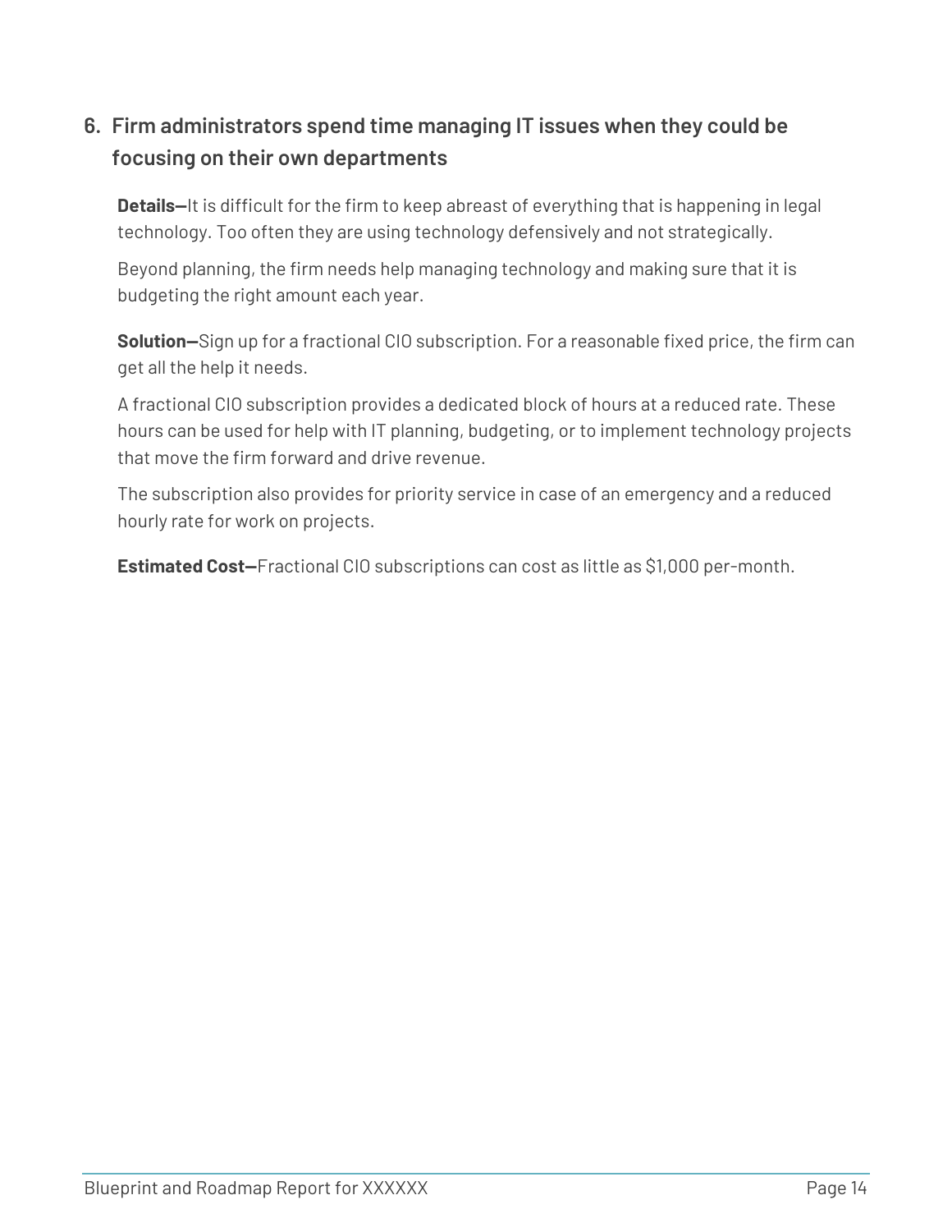### 6. Firm administrators spend time managing IT issues when they could be focusing on their own departments

**Details—**It is difficult for the firm to keep abreast of everything that is happening in legal technology. Too often they are using technology defensively and not strategically.

Beyond planning, the firm needs help managing technology and making sure that it is budgeting the right amount each year.

**Solution—**Sign up for a fractional CIO subscription. For a reasonable fixed price, the firm can get all the help it needs.

A fractional CIO subscription provides a dedicated block of hours at a reduced rate. These hours can be used for help with IT planning, budgeting, or to implement technology projects that move the firm forward and drive revenue.

The subscription also provides for priority service in case of an emergency and a reduced hourly rate for work on projects.

**Estimated Cost—**Fractional CIO subscriptions can cost as little as $1,000 per-month.